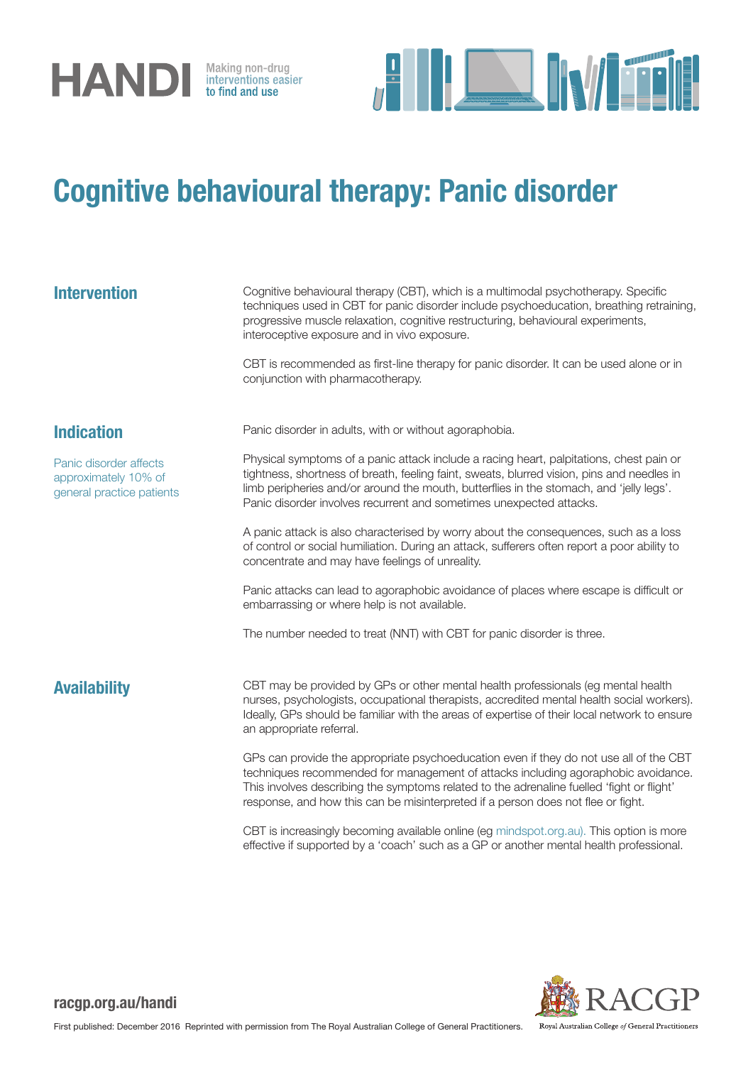HANDI Making non-drug interventions easier to find and use

# Cognitive behavioural therapy: Panic disorder

## Intervention

Cognitive behavioural therapy (CBT), which is a multimodal psychotherapy. Specific techniques used in CBT for panic disorder include psychoeducation, breathing retraining, progressive muscle relaxation, cognitive restructuring, behavioural experiments, interoceptive exposure and in vivo exposure.

CBT is recommended as first-line therapy for panic disorder. It can be used alone or in conjunction with pharmacotherapy.

## Indication

Panic disorder affects approximately 10% of general practice patients

Panic disorder in adults, with or without agoraphobia.

Physical symptoms of a panic attack include a racing heart, palpitations, chest pain or tightness, shortness of breath, feeling faint, sweats, blurred vision, pins and needles in limb peripheries and/or around the mouth, butterflies in the stomach, and 'jelly legs'. Panic disorder involves recurrent and sometimes unexpected attacks.

A panic attack is also characterised by worry about the consequences, such as a loss of control or social humiliation. During an attack, sufferers often report a poor ability to concentrate and may have feelings of unreality.

Panic attacks can lead to agoraphobic avoidance of places where escape is difficult or embarrassing or where help is not available.

The number needed to treat (NNT) with CBT for panic disorder is three.

## Availability

CBT may be provided by GPs or other mental health professionals (eg mental health nurses, psychologists, occupational therapists, accredited mental health social workers). Ideally, GPs should be familiar with the areas of expertise of their local network to ensure an appropriate referral.

GPs can provide the appropriate psychoeducation even if they do not use all of the CBT techniques recommended for management of attacks including agoraphobic avoidance. This involves describing the symptoms related to the adrenaline fuelled 'fight or flight' response, and how this can be misinterpreted if a person does not flee or fight.

CBT is increasingly becoming available online (eg mindspot.org.au). This option is more effective if supported by a 'coach' such as a GP or another mental health professional.

racgp.org.au/handi

First published: December 2016 Reprinted with permission from The Royal Australian College of General Practitioners.

RACGP Royal Australian College of General Practitioners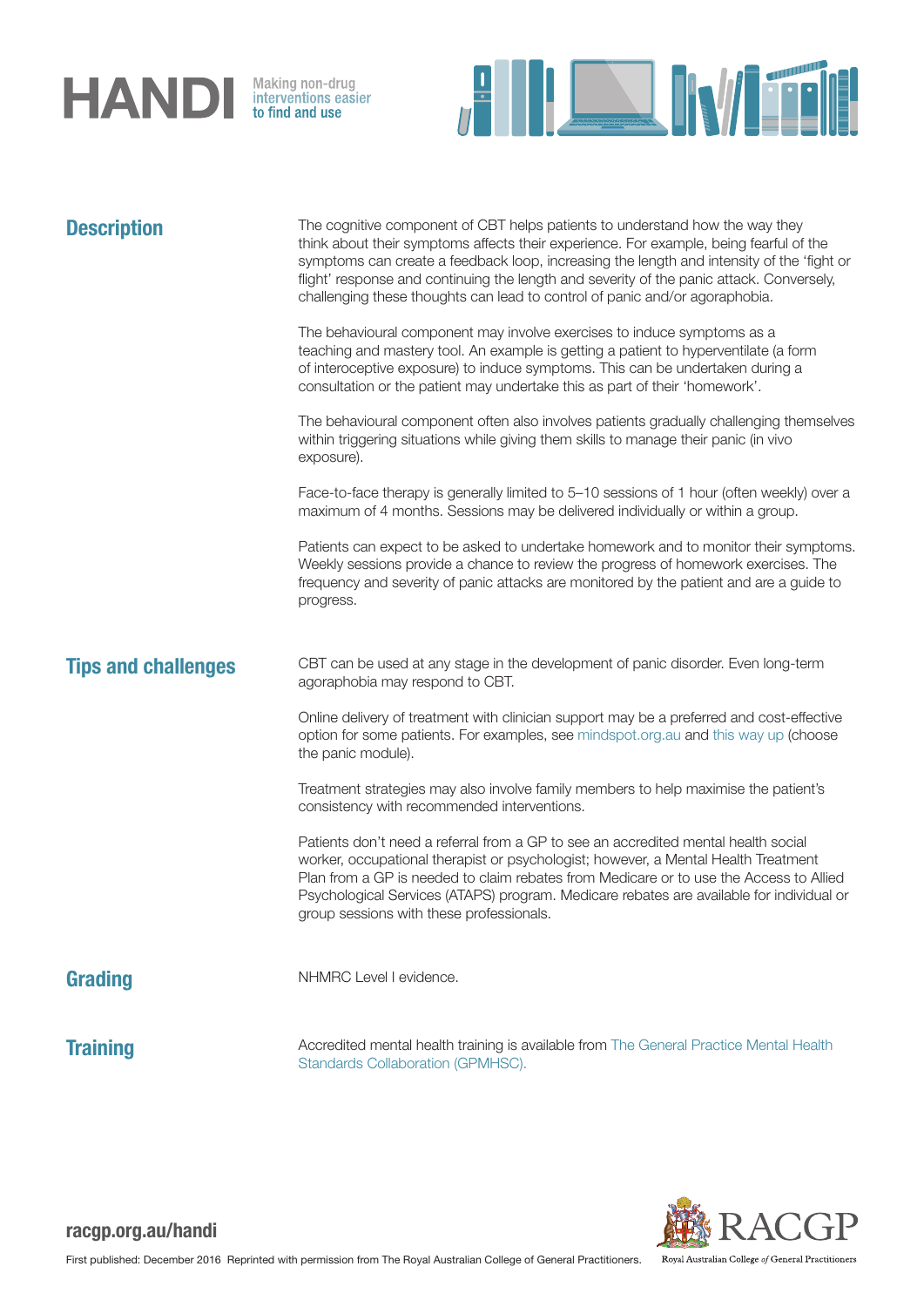## Description

The cognitive component of CBT helps patients to understand how the way they think about their symptoms affects their experience. For example, being fearful of the symptoms can create a feedback loop, increasing the length and intensity of the 'fight or flight' response and continuing the length and severity of the panic attack. Conversely, challenging these thoughts can lead to control of panic and/or agoraphobia.

The behavioural component may involve exercises to induce symptoms as a teaching and mastery tool. An example is getting a patient to hyperventilate (a form of interoceptive exposure) to induce symptoms. This can be undertaken during a consultation or the patient may undertake this as part of their 'homework'.

The behavioural component often also involves patients gradually challenging themselves within triggering situations while giving them skills to manage their panic (in vivo exposure).

Face-to-face therapy is generally limited to 5–10 sessions of 1 hour (often weekly) over a maximum of 4 months. Sessions may be delivered individually or within a group.

Patients can expect to be asked to undertake homework and to monitor their symptoms. Weekly sessions provide a chance to review the progress of homework exercises. The frequency and severity of panic attacks are monitored by the patient and are a guide to progress.

## Tips and challenges

CBT can be used at any stage in the development of panic disorder. Even long-term agoraphobia may respond to CBT.

Online delivery of treatment with clinician support may be a preferred and cost-effective option for some patients. For examples, see mindspot.org.au and this way up (choose the panic module).

Treatment strategies may also involve family members to help maximise the patient's consistency with recommended interventions.

Patients don't need a referral from a GP to see an accredited mental health social worker, occupational therapist or psychologist; however, a Mental Health Treatment Plan from a GP is needed to claim rebates from Medicare or to use the Access to Allied Psychological Services (ATAPS) program. Medicare rebates are available for individual or group sessions with these professionals.

## Grading

NHMRC Level I evidence.

## Training

Accredited mental health training is available from The General Practice Mental Health Standards Collaboration (GPMHSC).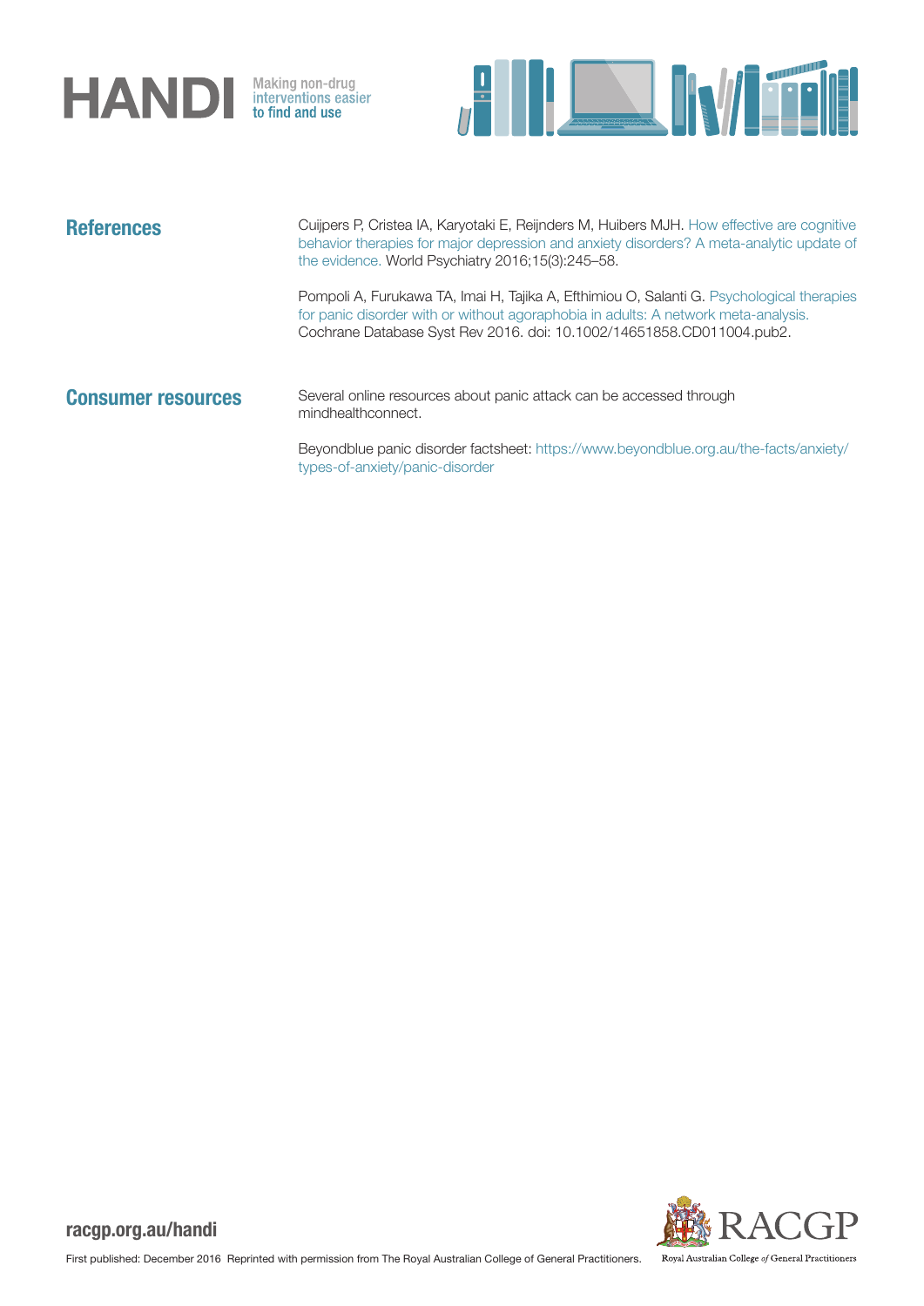## References

Cuijpers P, Cristea IA, Karyotaki E, Reijnders M, Huibers MJH. How effective are cognitive behavior therapies for major depression and anxiety disorders? A meta-analytic update of the evidence. World Psychiatry 2016;15(3):245–58.

Pompoli A, Furukawa TA, Imai H, Tajika A, Efthimiou O, Salanti G. Psychological therapies for panic disorder with or without agoraphobia in adults: A network meta-analysis. Cochrane Database Syst Rev 2016. doi: 10.1002/14651858.CD011004.pub2.

## Consumer resources

Several online resources about panic attack can be accessed through mindhealthconnect.

Beyondblue panic disorder factsheet: https://www.beyondblue.org.au/the-facts/anxiety/types-of-anxiety/panic-disorder

racgp.org.au/handi

First published: December 2016 Reprinted with permission from The Royal Australian College of General Practitioners.